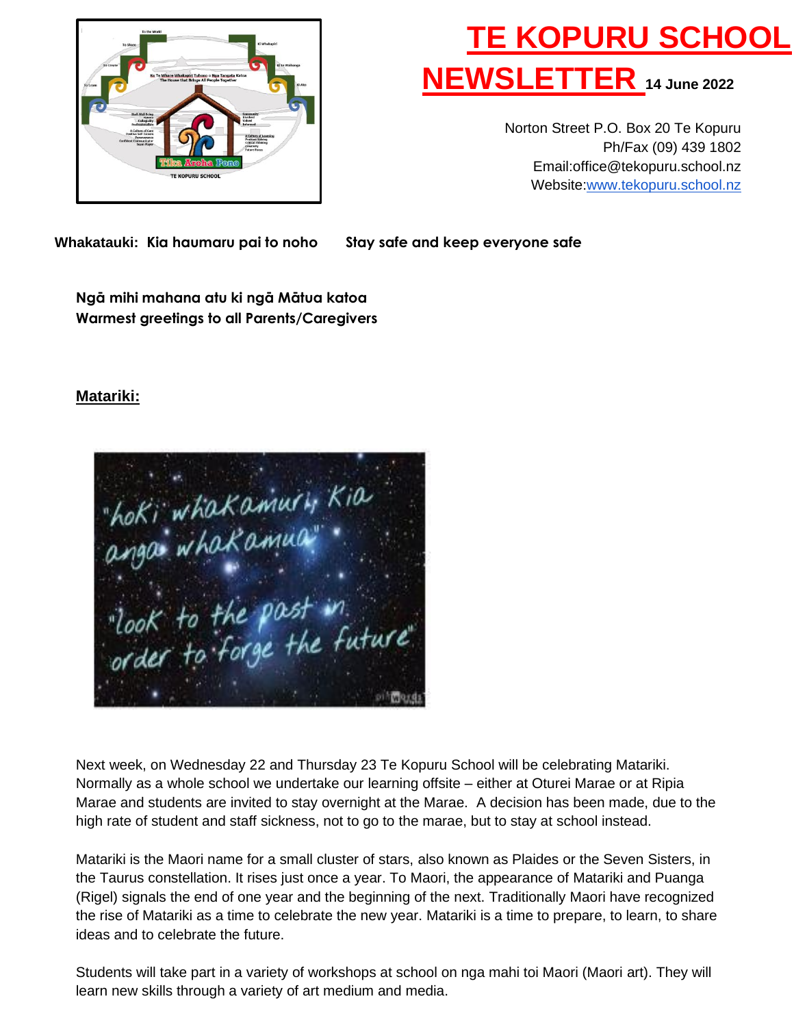# TE KOPURU SCHOOL NEWSLETTER

**14 June 2022**

Norton Street P.O. Box 20 Te Kopuru
Ph/Fax (09) 439 1802
Email:office@tekopuru.school.nz
Website:www.tekopuru.school.nz

**Whakatauki: Kia haumaru pai to noho  Stay safe and keep everyone safe**

**Ngā mihi mahana atu ki ngā Mātua katoa**
**Warmest greetings to all Parents/Caregivers**

## Matariki:

Next week, on Wednesday 22 and Thursday 23 Te Kopuru School will be celebrating Matariki. Normally as a whole school we undertake our learning offsite – either at Oturei Marae or at Ripia Marae and students are invited to stay overnight at the Marae. A decision has been made, due to the high rate of student and staff sickness, not to go to the marae, but to stay at school instead.

Matariki is the Maori name for a small cluster of stars, also known as Plaides or the Seven Sisters, in the Taurus constellation. It rises just once a year. To Maori, the appearance of Matariki and Puanga (Rigel) signals the end of one year and the beginning of the next. Traditionally Maori have recognized the rise of Matariki as a time to celebrate the new year. Matariki is a time to prepare, to learn, to share ideas and to celebrate the future.

Students will take part in a variety of workshops at school on nga mahi toi Maori (Maori art). They will learn new skills through a variety of art medium and media.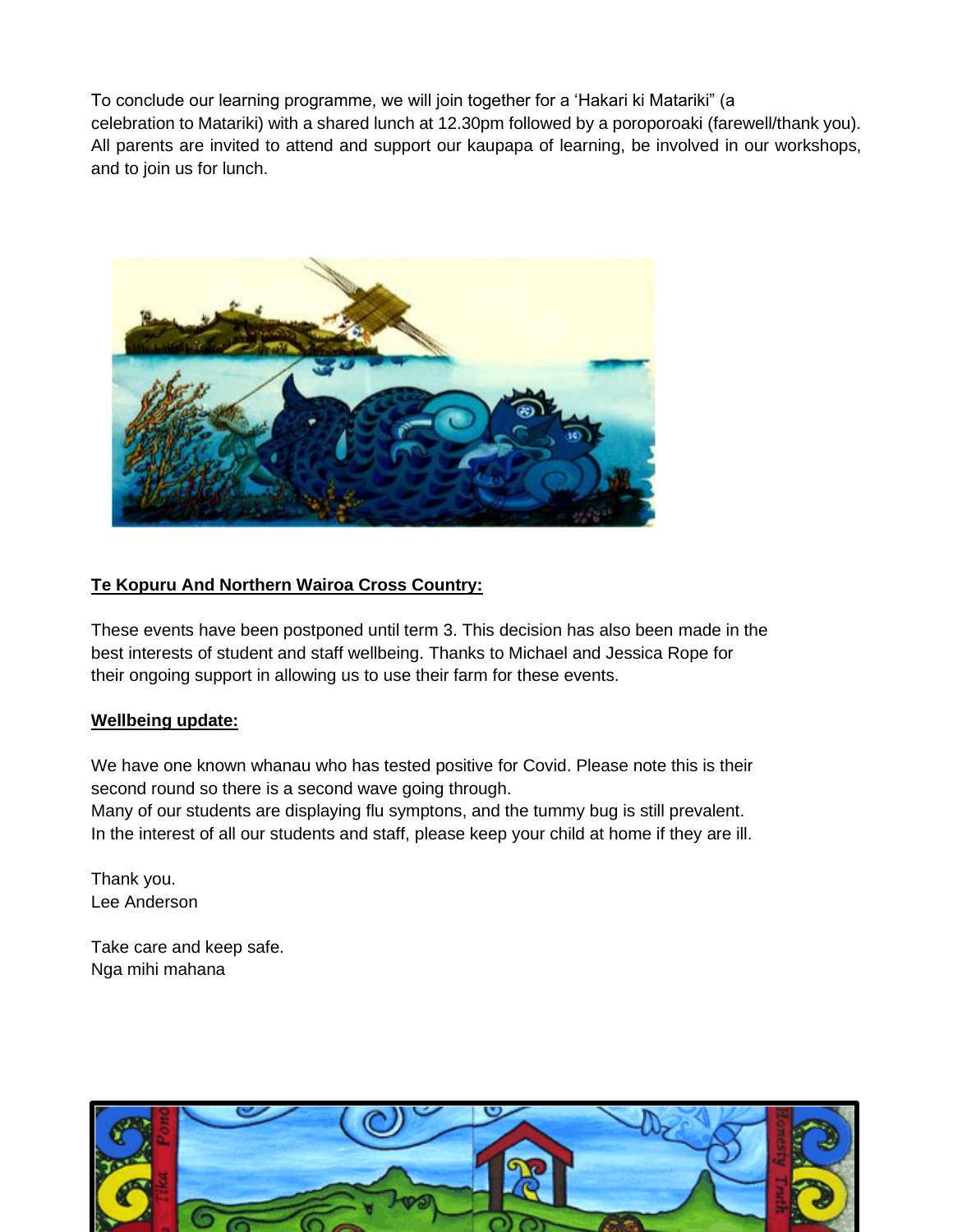To conclude our learning programme, we will join together for a 'Hakari ki Matariki" (a celebration to Matariki) with a shared lunch at 12.30pm followed by a poroporoaki (farewell/thank you). All parents are invited to attend and support our kaupapa of learning, be involved in our workshops, and to join us for lunch.

**Te Kopuru And Northern Wairoa Cross Country:**

These events have been postponed until term 3. This decision has also been made in the best interests of student and staff wellbeing. Thanks to Michael and Jessica Rope for their ongoing support in allowing us to use their farm for these events.

**Wellbeing update:**

We have one known whanau who has tested positive for Covid. Please note this is their second round so there is a second wave going through.
Many of our students are displaying flu symptons, and the tummy bug is still prevalent.
In the interest of all our students and staff, please keep your child at home if they are ill.

Thank you.
Lee Anderson

Take care and keep safe.
Nga mihi mahana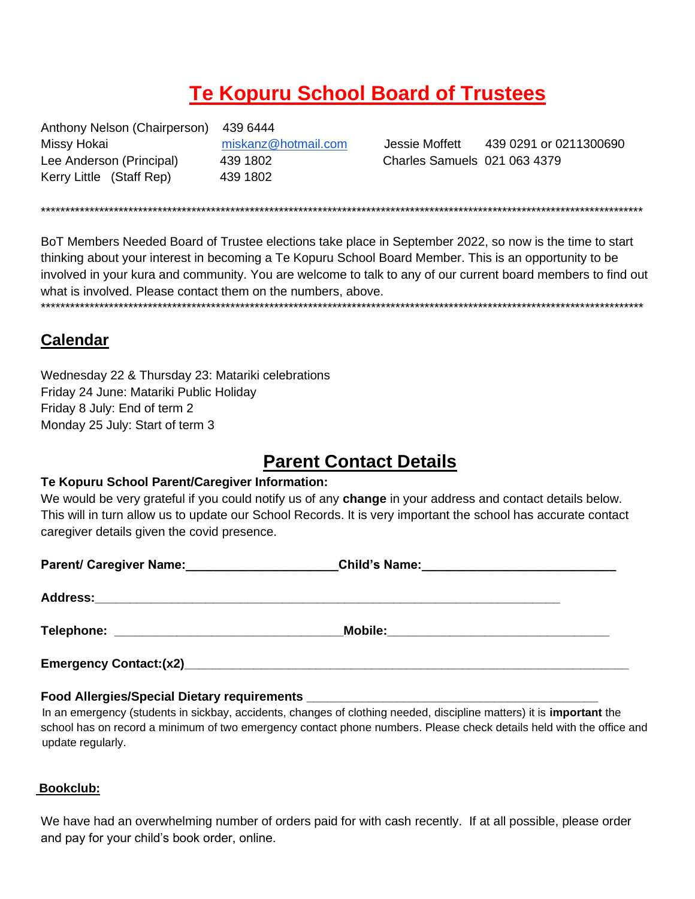# Te Kopuru School Board of Trustees

| | | | |
|---|---|---|---|
| Anthony Nelson (Chairperson) | 439 6444 | | |
| Missy Hokai | miskanz@hotmail.com | Jessie Moffett | 439 0291 or 0211300690 |
| Lee Anderson (Principal) | 439 1802 | Charles Samuels | 021 063 4379 |
| Kerry Little (Staff Rep) | 439 1802 | | |

***************************************************************************************************************************

BoT Members Needed Board of Trustee elections take place in September 2022, so now is the time to start thinking about your interest in becoming a Te Kopuru School Board Member. This is an opportunity to be involved in your kura and community. You are welcome to talk to any of our current board members to find out what is involved. Please contact them on the numbers, above.

***************************************************************************************************************************

## Calendar

Wednesday 22 & Thursday 23: Matariki celebrations
Friday 24 June: Matariki Public Holiday
Friday 8 July: End of term 2
Monday 25 July: Start of term 3

## Parent Contact Details

**Te Kopuru School Parent/Caregiver Information:**

We would be very grateful if you could notify us of any **change** in your address and contact details below. This will in turn allow us to update our School Records. It is very important the school has accurate contact caregiver details given the covid presence.

**Parent/ Caregiver Name:**______________________ **Child's Name:**____________________________

**Address:**____________________________________________________________________

**Telephone:** _________________________________ **Mobile:**________________________________

**Emergency Contact:(x2)**_____________________________________________________________

**Food Allergies/Special Dietary requirements** ___________________________________________

In an emergency (students in sickbay, accidents, changes of clothing needed, discipline matters) it is **important** the school has on record a minimum of two emergency contact phone numbers. Please check details held with the office and update regularly.

**Bookclub:**

We have had an overwhelming number of orders paid for with cash recently. If at all possible, please order and pay for your child's book order, online.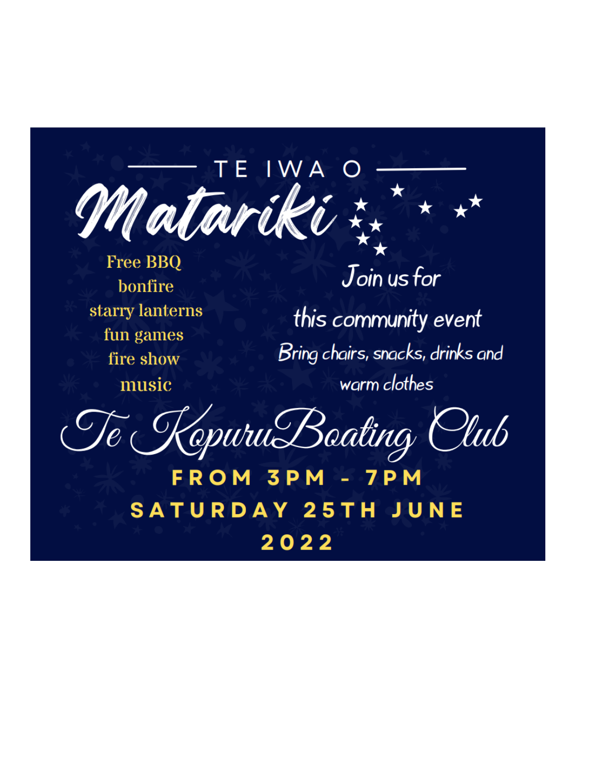TE IWA O

# Matariki

Free BBQ
bonfire
starry lanterns
fun games
fire show
music

Join us for

this community event

Bring chairs, snacks, drinks and

warm clothes

## Te Kopuru Boating Club

**FROM 3PM - 7PM**

**SATURDAY 25TH JUNE**

**2022**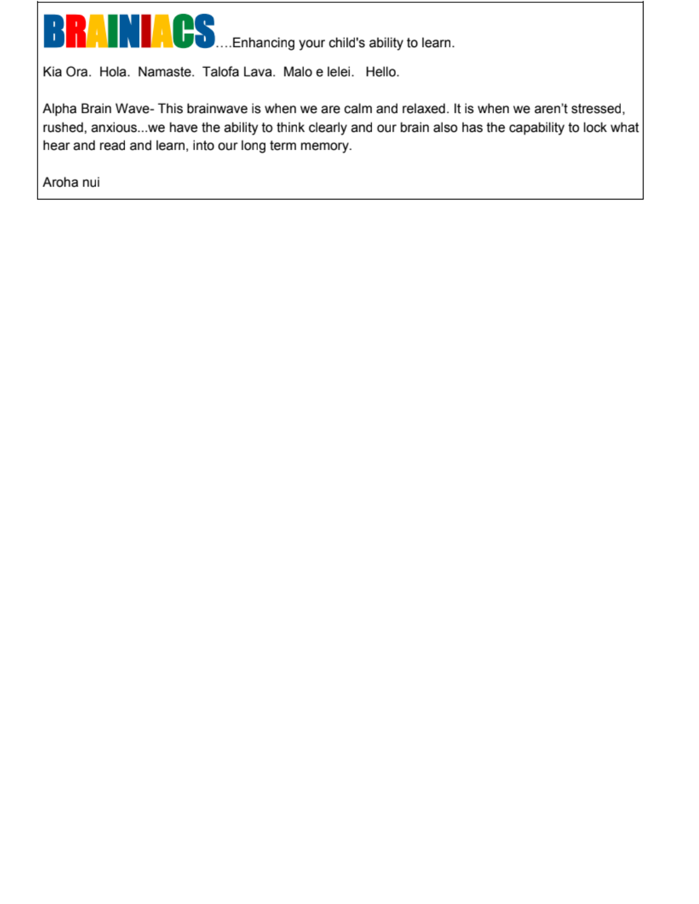**BRAINIACS**….Enhancing your child's ability to learn.

Kia Ora. Hola. Namaste. Talofa Lava. Malo e lelei. Hello.

Alpha Brain Wave- This brainwave is when we are calm and relaxed. It is when we aren't stressed, rushed, anxious...we have the ability to think clearly and our brain also has the capability to lock what hear and read and learn, into our long term memory.

Aroha nui